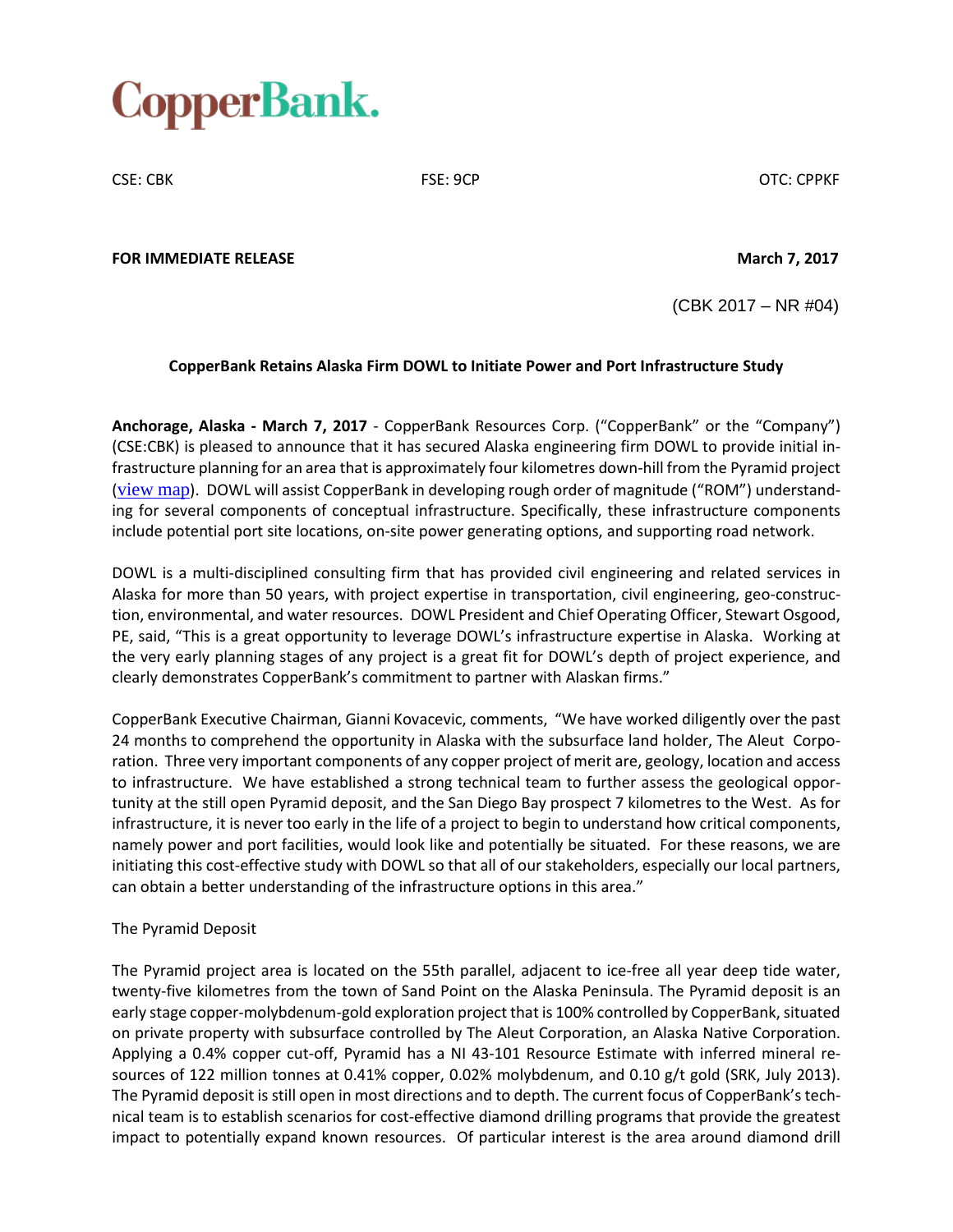# CopperBank.

CSE: CBK FSE: 9CP OTC: CPPKF

**FOR IMMEDIATE RELEASE** **March 7, 2017**

(CBK 2017 – NR #04)

**CopperBank Retains Alaska Firm DOWL to Initiate Power and Port Infrastructure Study**

**Anchorage, Alaska - March 7, 2017** - CopperBank Resources Corp. ("CopperBank" or the "Company") (CSE:CBK) is pleased to announce that it has secured Alaska engineering firm DOWL to provide initial infrastructure planning for an area that is approximately four kilometres down-hill from the Pyramid project (view map). DOWL will assist CopperBank in developing rough order of magnitude ("ROM") understanding for several components of conceptual infrastructure. Specifically, these infrastructure components include potential port site locations, on-site power generating options, and supporting road network.

DOWL is a multi-disciplined consulting firm that has provided civil engineering and related services in Alaska for more than 50 years, with project expertise in transportation, civil engineering, geo-construction, environmental, and water resources. DOWL President and Chief Operating Officer, Stewart Osgood, PE, said, "This is a great opportunity to leverage DOWL's infrastructure expertise in Alaska. Working at the very early planning stages of any project is a great fit for DOWL's depth of project experience, and clearly demonstrates CopperBank's commitment to partner with Alaskan firms."

CopperBank Executive Chairman, Gianni Kovacevic, comments, "We have worked diligently over the past 24 months to comprehend the opportunity in Alaska with the subsurface land holder, The Aleut Corporation. Three very important components of any copper project of merit are, geology, location and access to infrastructure. We have established a strong technical team to further assess the geological opportunity at the still open Pyramid deposit, and the San Diego Bay prospect 7 kilometres to the West. As for infrastructure, it is never too early in the life of a project to begin to understand how critical components, namely power and port facilities, would look like and potentially be situated. For these reasons, we are initiating this cost-effective study with DOWL so that all of our stakeholders, especially our local partners, can obtain a better understanding of the infrastructure options in this area."

The Pyramid Deposit

The Pyramid project area is located on the 55th parallel, adjacent to ice-free all year deep tide water, twenty-five kilometres from the town of Sand Point on the Alaska Peninsula. The Pyramid deposit is an early stage copper-molybdenum-gold exploration project that is 100% controlled by CopperBank, situated on private property with subsurface controlled by The Aleut Corporation, an Alaska Native Corporation. Applying a 0.4% copper cut-off, Pyramid has a NI 43-101 Resource Estimate with inferred mineral resources of 122 million tonnes at 0.41% copper, 0.02% molybdenum, and 0.10 g/t gold (SRK, July 2013). The Pyramid deposit is still open in most directions and to depth. The current focus of CopperBank's technical team is to establish scenarios for cost-effective diamond drilling programs that provide the greatest impact to potentially expand known resources. Of particular interest is the area around diamond drill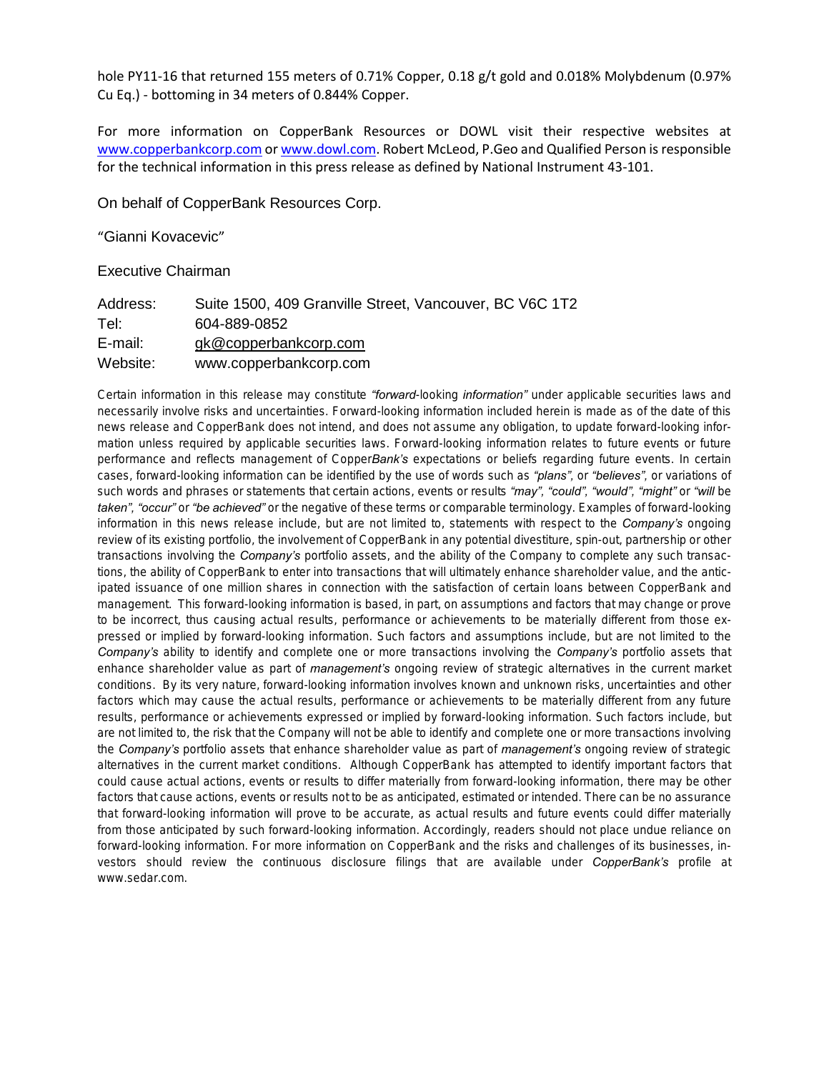hole PY11-16 that returned 155 meters of 0.71% Copper, 0.18 g/t gold and 0.018% Molybdenum (0.97% Cu Eq.) - bottoming in 34 meters of 0.844% Copper.

For more information on CopperBank Resources or DOWL visit their respective websites at www.copperbankcorp.com or www.dowl.com. Robert McLeod, P.Geo and Qualified Person is responsible for the technical information in this press release as defined by National Instrument 43-101.

On behalf of CopperBank Resources Corp.

"Gianni Kovacevic"

Executive Chairman

| | |
|---|---|
| Address: | Suite 1500, 409 Granville Street, Vancouver, BC V6C 1T2 |
| Tel: | 604-889-0852 |
| E-mail: | gk@copperbankcorp.com |
| Website: | www.copperbankcorp.com |

Certain information in this release may constitute *"forward-looking information"* under applicable securities laws and necessarily involve risks and uncertainties. Forward-looking information included herein is made as of the date of this news release and CopperBank does not intend, and does not assume any obligation, to update forward-looking information unless required by applicable securities laws. Forward-looking information relates to future events or future performance and reflects management of CopperBank's expectations or beliefs regarding future events. In certain cases, forward-looking information can be identified by the use of words such as *"plans"*, or *"believes"*, or variations of such words and phrases or statements that certain actions, events or results *"may"*, *"could"*, *"would"*, *"might"* or *"will be taken"*, *"occur"* or *"be achieved"* or the negative of these terms or comparable terminology. Examples of forward-looking information in this news release include, but are not limited to, statements with respect to the *Company's* ongoing review of its existing portfolio, the involvement of CopperBank in any potential divestiture, spin-out, partnership or other transactions involving the *Company's* portfolio assets, and the ability of the Company to complete any such transactions, the ability of CopperBank to enter into transactions that will ultimately enhance shareholder value, and the anticipated issuance of one million shares in connection with the satisfaction of certain loans between CopperBank and management. This forward-looking information is based, in part, on assumptions and factors that may change or prove to be incorrect, thus causing actual results, performance or achievements to be materially different from those expressed or implied by forward-looking information. Such factors and assumptions include, but are not limited to the *Company's* ability to identify and complete one or more transactions involving the *Company's* portfolio assets that enhance shareholder value as part of *management's* ongoing review of strategic alternatives in the current market conditions. By its very nature, forward-looking information involves known and unknown risks, uncertainties and other factors which may cause the actual results, performance or achievements to be materially different from any future results, performance or achievements expressed or implied by forward-looking information. Such factors include, but are not limited to, the risk that the Company will not be able to identify and complete one or more transactions involving the *Company's* portfolio assets that enhance shareholder value as part of *management's* ongoing review of strategic alternatives in the current market conditions. Although CopperBank has attempted to identify important factors that could cause actual actions, events or results to differ materially from forward-looking information, there may be other factors that cause actions, events or results not to be as anticipated, estimated or intended. There can be no assurance that forward-looking information will prove to be accurate, as actual results and future events could differ materially from those anticipated by such forward-looking information. Accordingly, readers should not place undue reliance on forward-looking information. For more information on CopperBank and the risks and challenges of its businesses, investors should review the continuous disclosure filings that are available under *CopperBank's* profile at www.sedar.com.